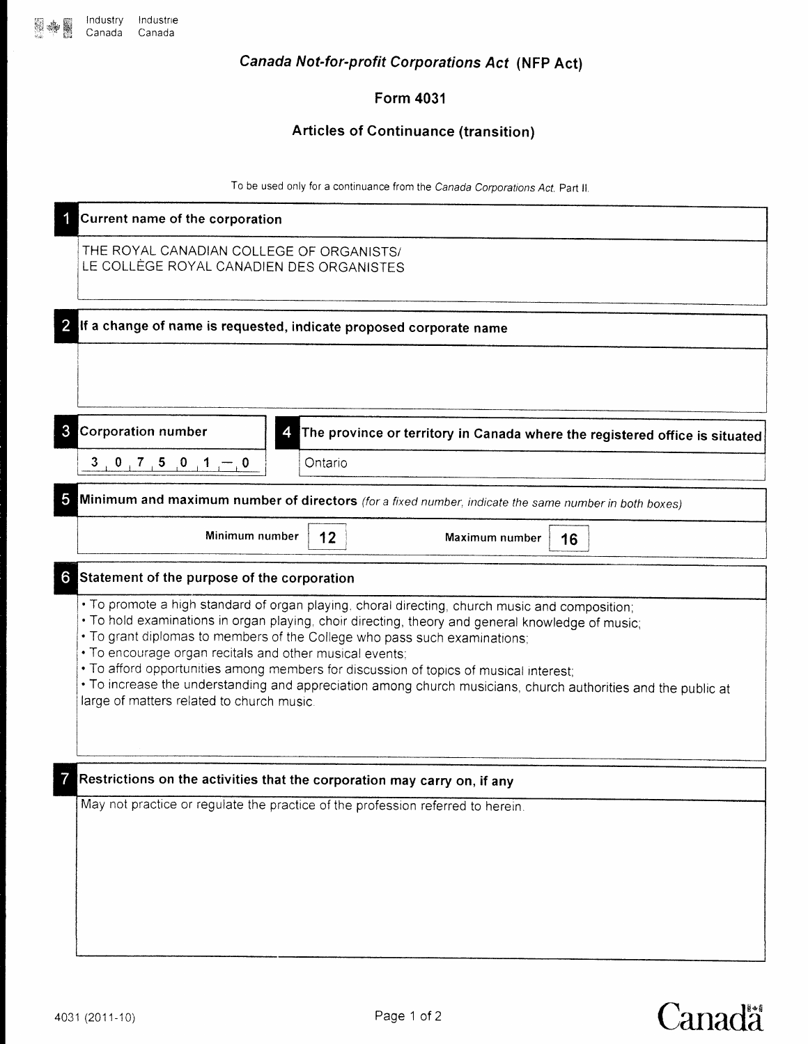Industry Canada / Industrie Canada

# *Canada Not-for-profit Corporations Act* (NFP Act)

## Form 4031

## Articles of Continuance (transition)

To be used only for a continuance from the *Canada Corporations Act*, Part II.

**1 Current name of the corporation**

THE ROYAL CANADIAN COLLEGE OF ORGANISTS/
LE COLLÈGE ROYAL CANADIEN DES ORGANISTES

**2 If a change of name is requested, indicate proposed corporate name**

**3 Corporation number**

3 0 7 5 0 1 – 0

**4 The province or territory in Canada where the registered office is situated**

Ontario

**5 Minimum and maximum number of directors** *(for a fixed number, indicate the same number in both boxes)*

Minimum number **12** Maximum number **16**

**6 Statement of the purpose of the corporation**

- To promote a high standard of organ playing, choral directing, church music and composition;
- To hold examinations in organ playing, choir directing, theory and general knowledge of music;
- To grant diplomas to members of the College who pass such examinations;
- To encourage organ recitals and other musical events;
- To afford opportunities among members for discussion of topics of musical interest;
- To increase the understanding and appreciation among church musicians, church authorities and the public at large of matters related to church music.

**7 Restrictions on the activities that the corporation may carry on, if any**

May not practice or regulate the practice of the profession referred to herein.

4031 (2011-10)

Canada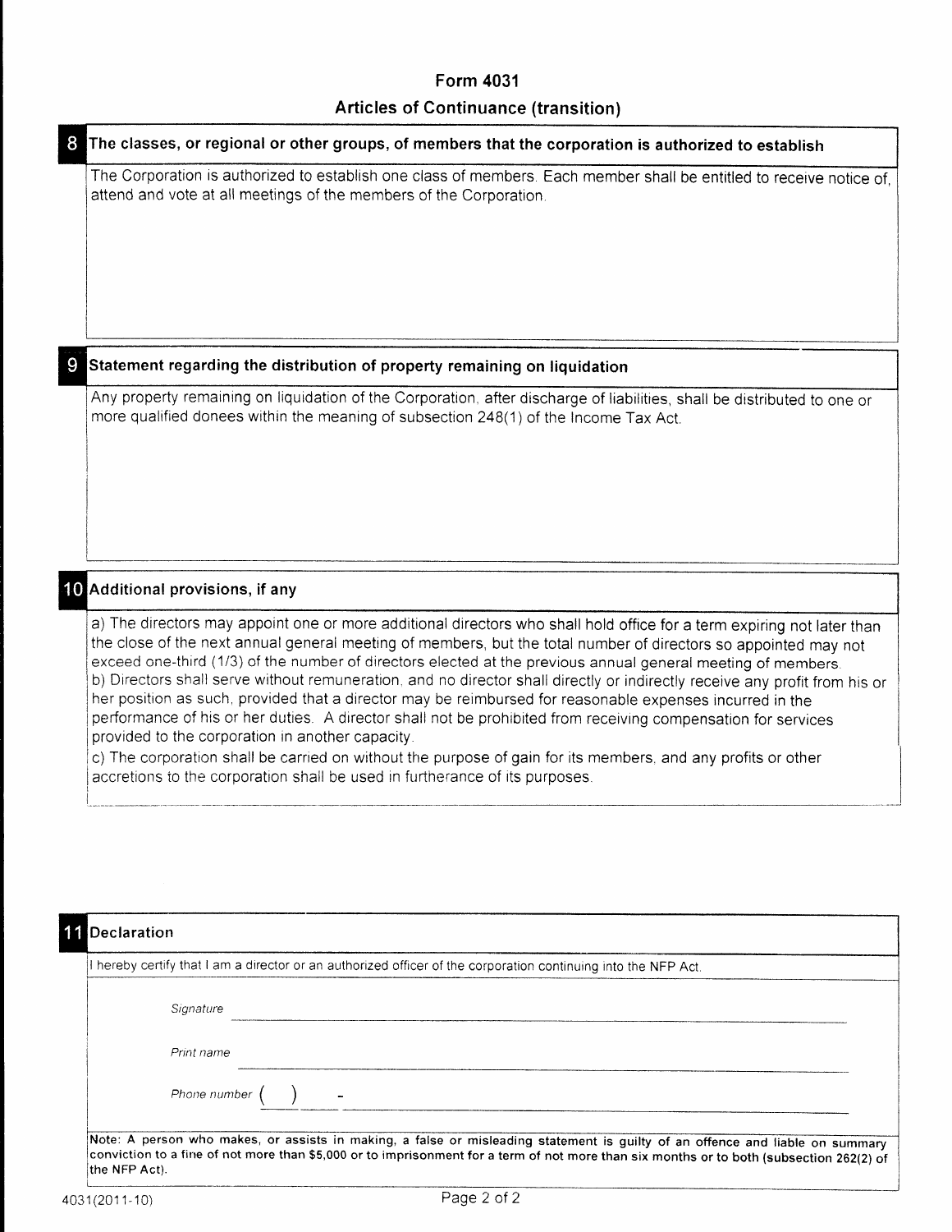# Form 4031

## Articles of Continuance (transition)

### 8 The classes, or regional or other groups, of members that the corporation is authorized to establish

The Corporation is authorized to establish one class of members. Each member shall be entitled to receive notice of, attend and vote at all meetings of the members of the Corporation.

### 9 Statement regarding the distribution of property remaining on liquidation

Any property remaining on liquidation of the Corporation, after discharge of liabilities, shall be distributed to one or more qualified donees within the meaning of subsection 248(1) of the Income Tax Act.

### 10 Additional provisions, if any

a) The directors may appoint one or more additional directors who shall hold office for a term expiring not later than the close of the next annual general meeting of members, but the total number of directors so appointed may not exceed one-third (1/3) of the number of directors elected at the previous annual general meeting of members.
b) Directors shall serve without remuneration, and no director shall directly or indirectly receive any profit from his or her position as such, provided that a director may be reimbursed for reasonable expenses incurred in the performance of his or her duties. A director shall not be prohibited from receiving compensation for services provided to the corporation in another capacity.
c) The corporation shall be carried on without the purpose of gain for its members, and any profits or other accretions to the corporation shall be used in furtherance of its purposes.

### 11 Declaration

I hereby certify that I am a director or an authorized officer of the corporation continuing into the NFP Act.

*Signature* ______________________________

*Print name* ______________________________

*Phone number* (   ) - ______________________________

Note: A person who makes, or assists in making, a false or misleading statement is guilty of an offence and liable on summary conviction to a fine of not more than $5,000 or to imprisonment for a term of not more than six months or to both (subsection 262(2) of the NFP Act).

4031(2011-10)